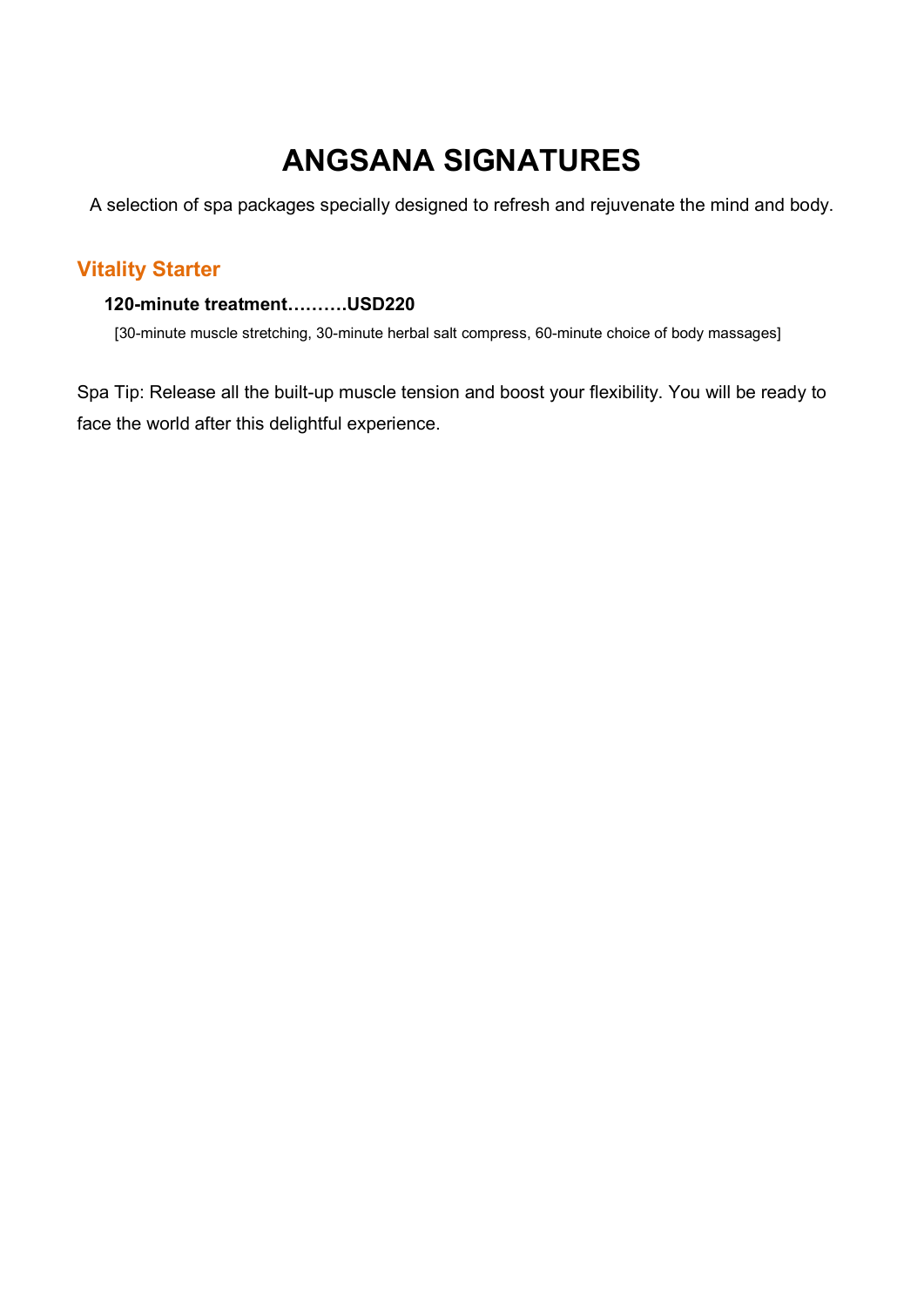# ANGSANA SIGNATURES

A selection of spa packages specially designed to refresh and rejuvenate the mind and body.

## Vitality Starter

**120-minute treatment……….USD220**

[30-minute muscle stretching, 30-minute herbal salt compress, 60-minute choice of body massages]

Spa Tip: Release all the built-up muscle tension and boost your flexibility. You will be ready to face the world after this delightful experience.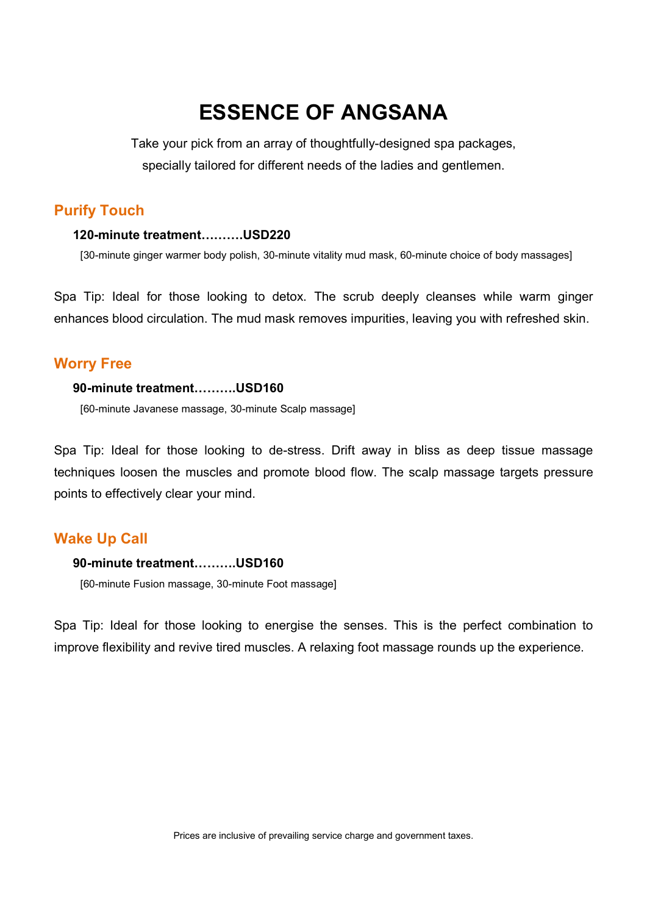# ESSENCE OF ANGSANA

Take your pick from an array of thoughtfully-designed spa packages, specially tailored for different needs of the ladies and gentlemen.

## Purify Touch

**120-minute treatment……….USD220**

[30-minute ginger warmer body polish, 30-minute vitality mud mask, 60-minute choice of body massages]

Spa Tip: Ideal for those looking to detox. The scrub deeply cleanses while warm ginger enhances blood circulation. The mud mask removes impurities, leaving you with refreshed skin.

## Worry Free

**90-minute treatment……….USD160**

[60-minute Javanese massage, 30-minute Scalp massage]

Spa Tip: Ideal for those looking to de-stress. Drift away in bliss as deep tissue massage techniques loosen the muscles and promote blood flow. The scalp massage targets pressure points to effectively clear your mind.

## Wake Up Call

**90-minute treatment……….USD160**

[60-minute Fusion massage, 30-minute Foot massage]

Spa Tip: Ideal for those looking to energise the senses. This is the perfect combination to improve flexibility and revive tired muscles. A relaxing foot massage rounds up the experience.

Prices are inclusive of prevailing service charge and government taxes.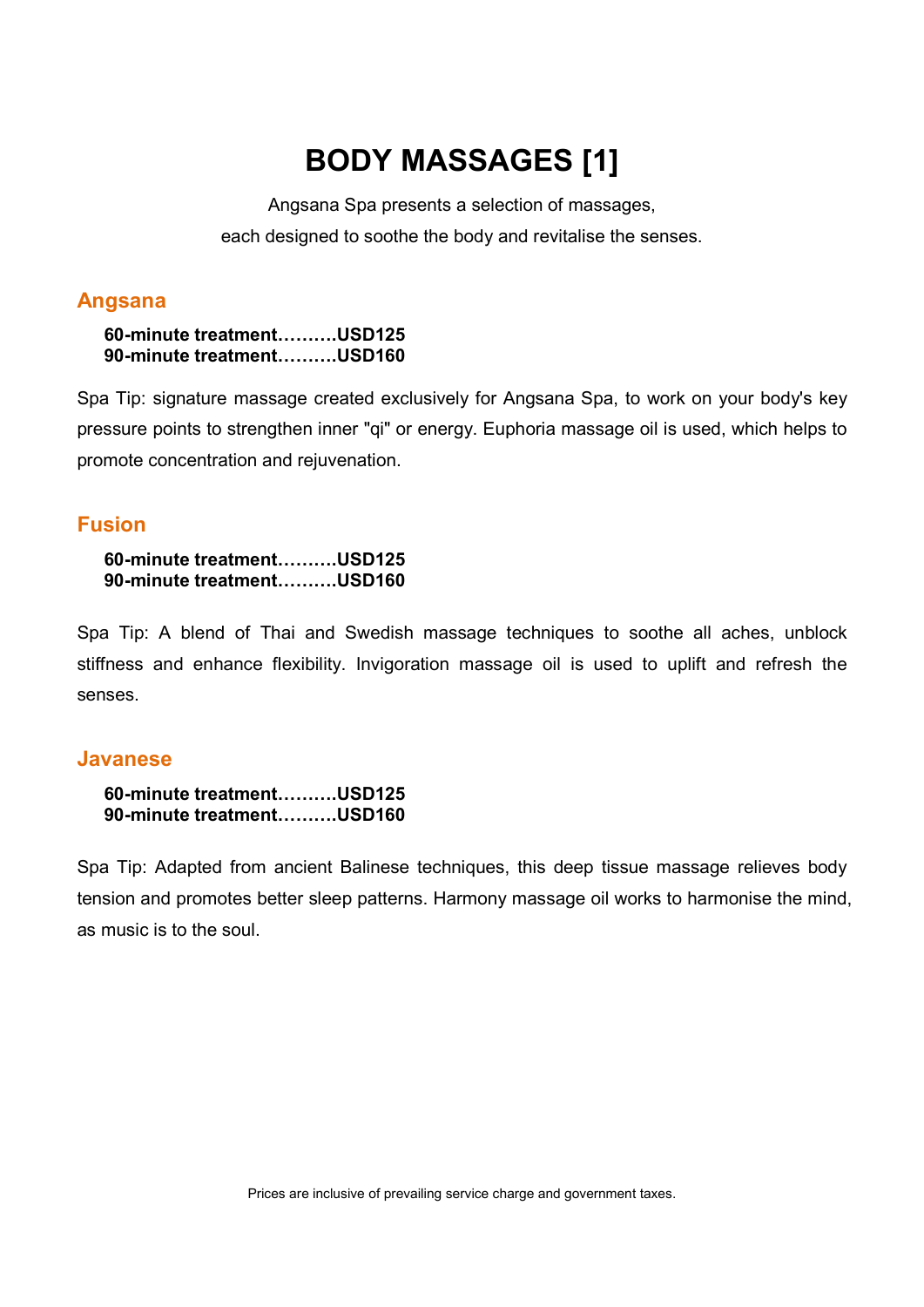# BODY MASSAGES [1]

Angsana Spa presents a selection of massages,
each designed to soothe the body and revitalise the senses.

## Angsana

**60-minute treatment……….USD125**
**90-minute treatment……….USD160**

Spa Tip: signature massage created exclusively for Angsana Spa, to work on your body's key pressure points to strengthen inner "qi" or energy. Euphoria massage oil is used, which helps to promote concentration and rejuvenation.

## Fusion

**60-minute treatment……….USD125**
**90-minute treatment……….USD160**

Spa Tip: A blend of Thai and Swedish massage techniques to soothe all aches, unblock stiffness and enhance flexibility. Invigoration massage oil is used to uplift and refresh the senses.

## Javanese

**60-minute treatment……….USD125**
**90-minute treatment……….USD160**

Spa Tip: Adapted from ancient Balinese techniques, this deep tissue massage relieves body tension and promotes better sleep patterns. Harmony massage oil works to harmonise the mind, as music is to the soul.

Prices are inclusive of prevailing service charge and government taxes.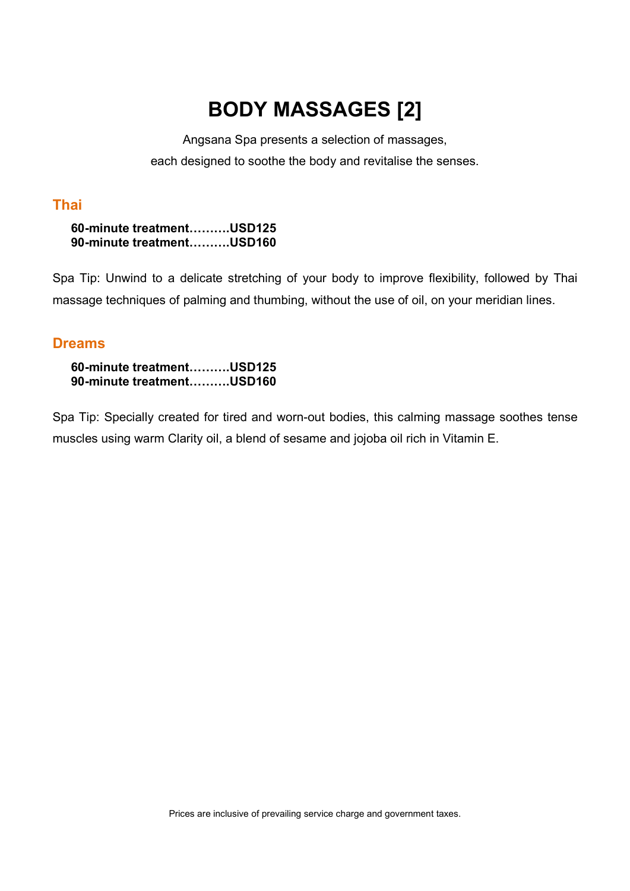# BODY MASSAGES [2]

Angsana Spa presents a selection of massages,
each designed to soothe the body and revitalise the senses.

## Thai

**60-minute treatment……….USD125**
**90-minute treatment……….USD160**

Spa Tip: Unwind to a delicate stretching of your body to improve flexibility, followed by Thai massage techniques of palming and thumbing, without the use of oil, on your meridian lines.

## Dreams

**60-minute treatment……….USD125**
**90-minute treatment……….USD160**

Spa Tip: Specially created for tired and worn-out bodies, this calming massage soothes tense muscles using warm Clarity oil, a blend of sesame and jojoba oil rich in Vitamin E.

Prices are inclusive of prevailing service charge and government taxes.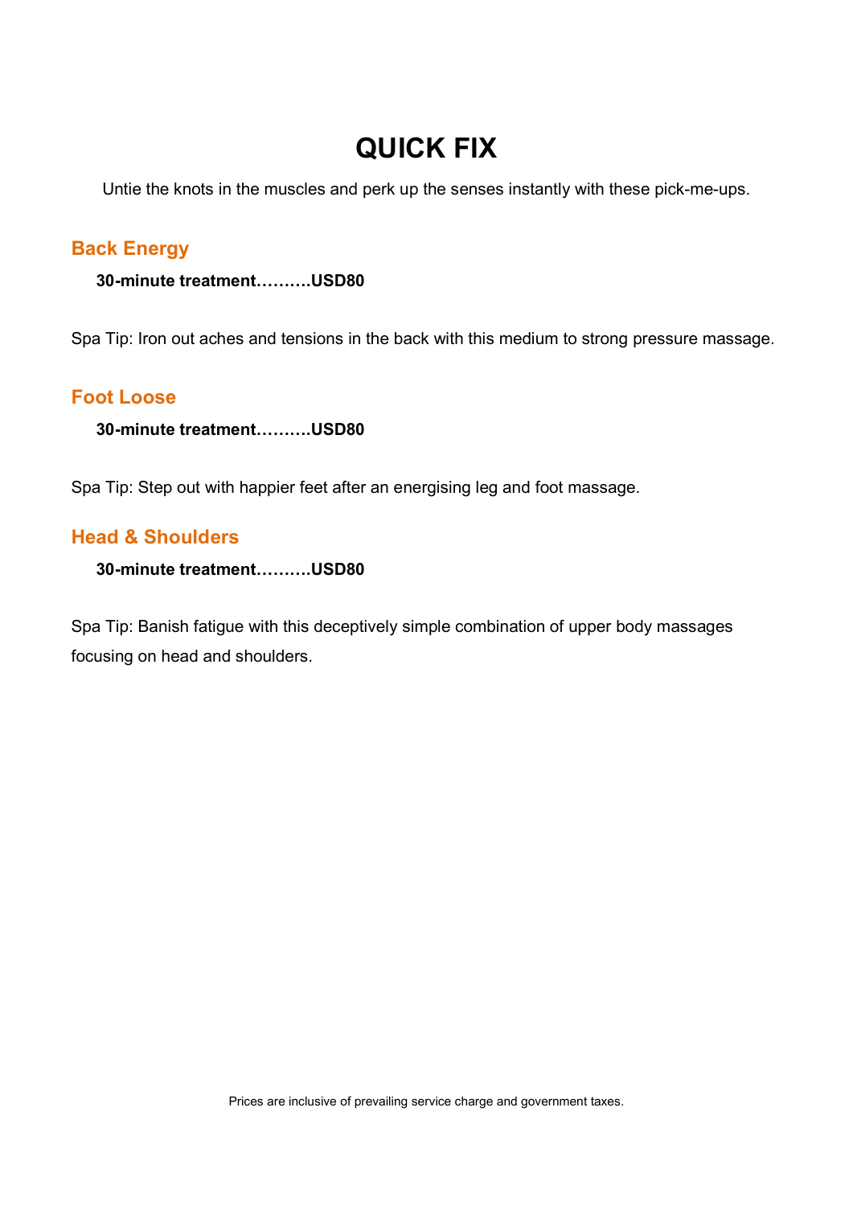# QUICK FIX

Untie the knots in the muscles and perk up the senses instantly with these pick-me-ups.

## Back Energy

**30-minute treatment……….USD80**

Spa Tip: Iron out aches and tensions in the back with this medium to strong pressure massage.

## Foot Loose

**30-minute treatment……….USD80**

Spa Tip: Step out with happier feet after an energising leg and foot massage.

## Head & Shoulders

**30-minute treatment……….USD80**

Spa Tip: Banish fatigue with this deceptively simple combination of upper body massages focusing on head and shoulders.

Prices are inclusive of prevailing service charge and government taxes.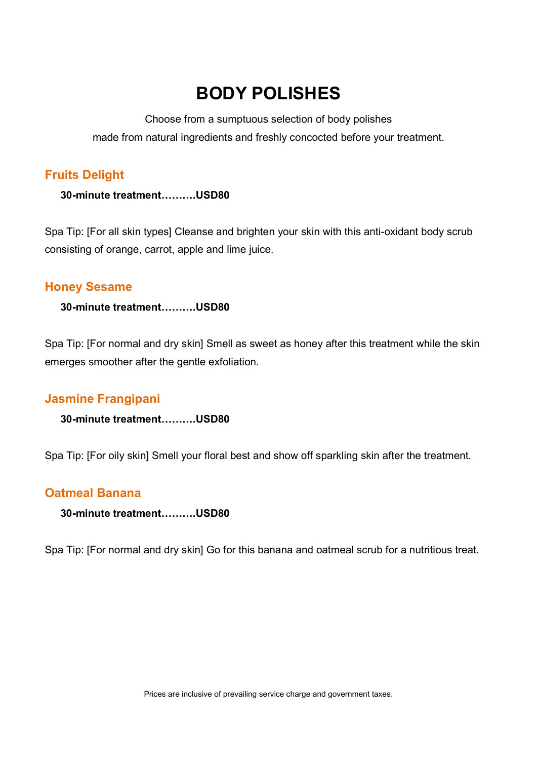# BODY POLISHES

Choose from a sumptuous selection of body polishes
made from natural ingredients and freshly concocted before your treatment.

## Fruits Delight

**30-minute treatment……….USD80**

Spa Tip: [For all skin types] Cleanse and brighten your skin with this anti-oxidant body scrub consisting of orange, carrot, apple and lime juice.

## Honey Sesame

**30-minute treatment……….USD80**

Spa Tip: [For normal and dry skin] Smell as sweet as honey after this treatment while the skin emerges smoother after the gentle exfoliation.

## Jasmine Frangipani

**30-minute treatment……….USD80**

Spa Tip: [For oily skin] Smell your floral best and show off sparkling skin after the treatment.

## Oatmeal Banana

**30-minute treatment……….USD80**

Spa Tip: [For normal and dry skin] Go for this banana and oatmeal scrub for a nutritious treat.

Prices are inclusive of prevailing service charge and government taxes.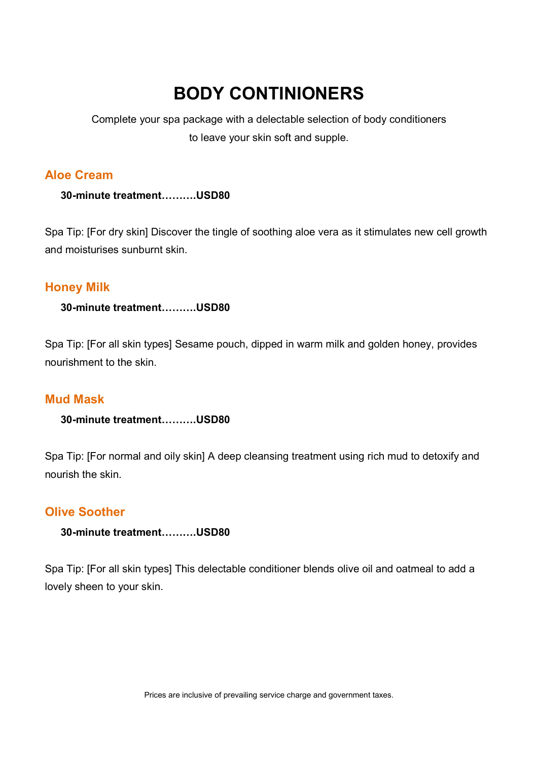# BODY CONTINIONERS

Complete your spa package with a delectable selection of body conditioners
to leave your skin soft and supple.

## Aloe Cream

**30-minute treatment……….USD80**

Spa Tip: [For dry skin] Discover the tingle of soothing aloe vera as it stimulates new cell growth and moisturises sunburnt skin.

## Honey Milk

**30-minute treatment……….USD80**

Spa Tip: [For all skin types] Sesame pouch, dipped in warm milk and golden honey, provides nourishment to the skin.

## Mud Mask

**30-minute treatment……….USD80**

Spa Tip: [For normal and oily skin] A deep cleansing treatment using rich mud to detoxify and nourish the skin.

## Olive Soother

**30-minute treatment……….USD80**

Spa Tip: [For all skin types] This delectable conditioner blends olive oil and oatmeal to add a lovely sheen to your skin.

Prices are inclusive of prevailing service charge and government taxes.